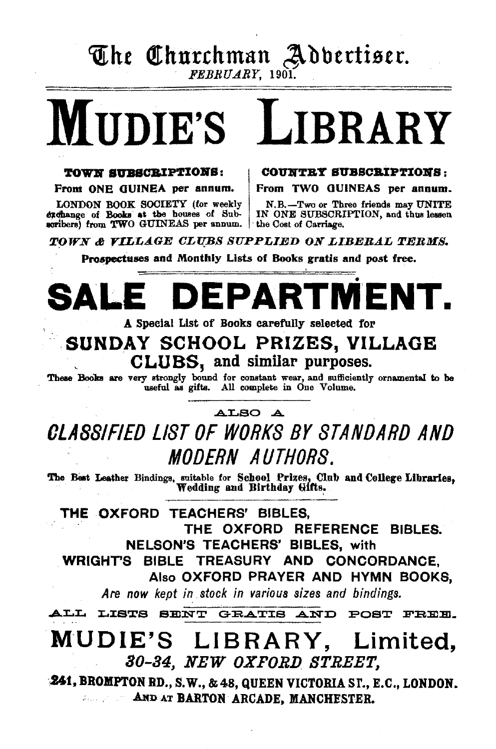# The Churchman Advertiser.

*FEBRUARY, 1901.*

# MUDIE'S LIBRARY

**TOWN SUBSCRIPTIONS:**

**From ONE GUINEA per annum.**

LONDON BOOK SOCIETY (for weekly exchange of Books at the houses of Subscribers) from TWO GUINEAS per annum.

**COUNTRY SUBSCRIPTIONS:**

**From TWO GUINEAS per annum.**

N.B.—Two or Three friends may UNITE IN ONE SUBSCRIPTION, and thus lessen the Cost of Carriage.

***TOWN & VILLAGE CLUBS SUPPLIED ON LIBERAL TERMS.***

**Prospectuses and Monthly Lists of Books gratis and post free.**

# SALE DEPARTMENT.

**A Special List of Books carefully selected for**

## SUNDAY SCHOOL PRIZES, VILLAGE CLUBS, and similar purposes.

These Books are very strongly bound for constant wear, and sufficiently ornamental to be useful as gifts. All complete in One Volume.

ALSO A

## *CLASSIFIED LIST OF WORKS BY STANDARD AND MODERN AUTHORS.*

The Best Leather Bindings, suitable for **School Prizes, Club and College Libraries, Wedding and Birthday Gifts.**

**THE OXFORD TEACHERS' BIBLES,**
**THE OXFORD REFERENCE BIBLES.**
**NELSON'S TEACHERS' BIBLES, with**
**WRIGHT'S BIBLE TREASURY AND CONCORDANCE,**
**Also OXFORD PRAYER AND HYMN BOOKS,**

*Are now kept in stock in various sizes and bindings.*

**ALL LISTS SENT GRATIS AND POST FREE.**

# MUDIE'S LIBRARY, Limited,

***30-34, NEW OXFORD STREET,***

**241, BROMPTON RD., S.W., & 48, QUEEN VICTORIA ST., E.C., LONDON.**

**AND AT BARTON ARCADE, MANCHESTER.**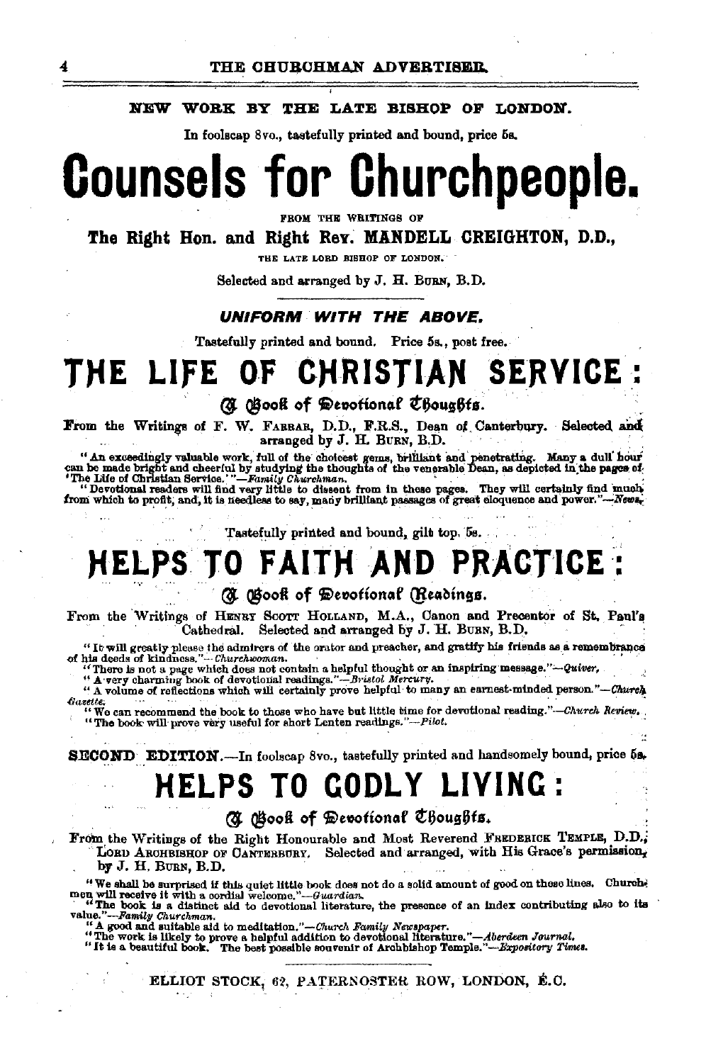**NEW WORK BY THE LATE BISHOP OF LONDON.**

In foolscap 8vo., tastefully printed and bound, price 5s.

# Counsels for Churchpeople.

FROM THE WRITINGS OF

**The Right Hon. and Right Rev. MANDELL CREIGHTON, D.D.,**

THE LATE LORD BISHOP OF LONDON.

Selected and arranged by J. H. BURN, B.D.

***UNIFORM WITH THE ABOVE.***

Tastefully printed and bound. Price 5s., post free.

# THE LIFE OF CHRISTIAN SERVICE:

### A Book of Devotional Thoughts.

From the Writings of F. W. FARRAR, D.D., F.R.S., Dean of Canterbury. Selected and arranged by J. H. BURN, B.D.

"An exceedingly valuable work, full of the choicest gems, brilliant and penetrating. Many a dull hour can be made bright and cheerful by studying the thoughts of the venerable Dean, as depicted in the pages of 'The Life of Christian Service.'"—*Family Churchman.*

"Devotional readers will find very little to dissent from in these pages. They will certainly find much from which to profit, and, it is needless to say, many brilliant passages of great eloquence and power."—*News.*

Tastefully printed and bound, gilt top, 5s.

# HELPS TO FAITH AND PRACTICE:

### A Book of Devotional Readings.

From the Writings of HENRY SCOTT HOLLAND, M.A., Canon and Precentor of St. Paul's Cathedral. Selected and arranged by J. H. BURN, B.D.

"It will greatly please the admirers of the orator and preacher, and gratify his friends as a remembrance of his deeds of kindness."—*Churchwoman.*

"There is not a page which does not contain a helpful thought or an inspiring message."—*Quiver.*

"A very charming book of devotional readings."—*Bristol Mercury.*

"A volume of reflections which will certainly prove helpful to many an earnest-minded person."—*Church Gazette.*

"We can recommend the book to those who have but little time for devotional reading."—*Church Review.*

"The book will prove very useful for short Lenten readings."—*Pilot.*

**SECOND EDITION.**—In foolscap 8vo., tastefully printed and handsomely bound, price 5s.

# HELPS TO GODLY LIVING:

### A Book of Devotional Thoughts.

From the Writings of the Right Honourable and Most Reverend FREDERICK TEMPLE, D.D., LORD ARCHBISHOP OF CANTERBURY. Selected and arranged, with His Grace's permission, by J. H. BURN, B.D.

"We shall be surprised if this quiet little book does not do a solid amount of good on these lines. Churchmen will receive it with a cordial welcome."—*Guardian.*

"The book is a distinct aid to devotional literature, the presence of an index contributing also to its value."—*Family Churchman.*

"A good and suitable aid to meditation."—*Church Family Newspaper.*

"The work is likely to prove a helpful addition to devotional literature."—*Aberdeen Journal.*

"It is a beautiful book. The best possible souvenir of Archbishop Temple."—*Expository Times.*

ELLIOT STOCK, 62, PATERNOSTER ROW, LONDON, E.C.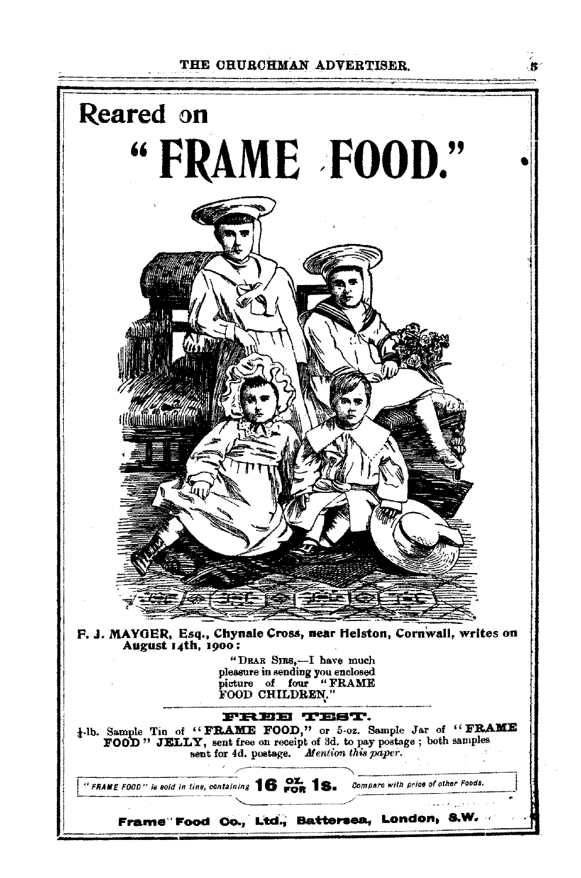# Reared on

# "FRAME FOOD."

F. J. MAYGER, Esq., Chynale Cross, near Helston, Cornwall, writes on August 14th, 1900:

"DEAR SIRS,—I have much pleasure in sending you enclosed picture of four "FRAME FOOD CHILDREN."

## FREE TEST.

½-lb. Sample Tin of "**FRAME FOOD**," or 5-oz. Sample Jar of "**FRAME FOOD" JELLY**, sent free on receipt of 3d. to pay postage; both samples sent for 4d. postage. *Mention this paper.*

*"FRAME FOOD" is sold in tins, containing* **16 OZ. FOR 1s.** *Compare with price of other Foods.*

**Frame Food Co., Ltd., Battersea, London, S.W.**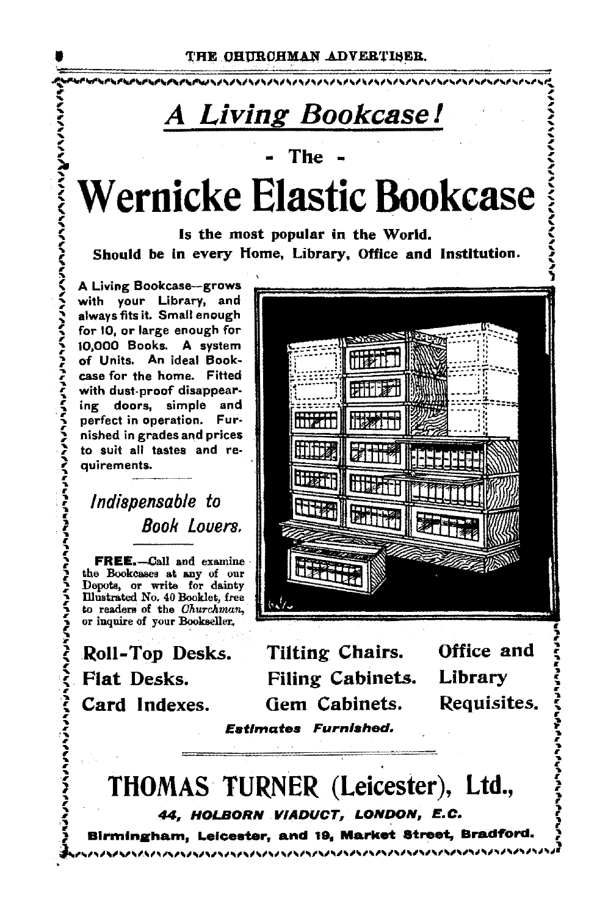# *A Living Bookcase!*

**- The -**

# Wernicke Elastic Bookcase

**Is the most popular in the World.**
**Should be in every Home, Library, Office and Institution.**

A Living Bookcase—grows with your Library, and always fits it. Small enough for 10, or large enough for 10,000 Books. A system of Units. An ideal Bookcase for the home. Fitted with dust-proof disappearing doors, simple and perfect in operation. Furnished in grades and prices to suit all tastes and requirements.

---

*Indispensable to Book Lovers.*

---

**FREE.**—Call and examine the Bookcases at any of our Depots, or write for dainty Illustrated No. 40 Booklet, free to readers of the *Churchman*, or inquire of your Bookseller.

| | | |
|---|---|---|
| **Roll-Top Desks.** | **Tilting Chairs.** | **Office and** |
| **Flat Desks.** | **Filing Cabinets.** | **Library** |
| **Card Indexes.** | **Gem Cabinets.** | **Requisites.** |

***Estimates Furnished.***

---

## THOMAS TURNER (Leicester), Ltd.,

***44, HOLBORN VIADUCT, LONDON, E.C.***

**Birmingham, Leicester, and 19, Market Street, Bradford.**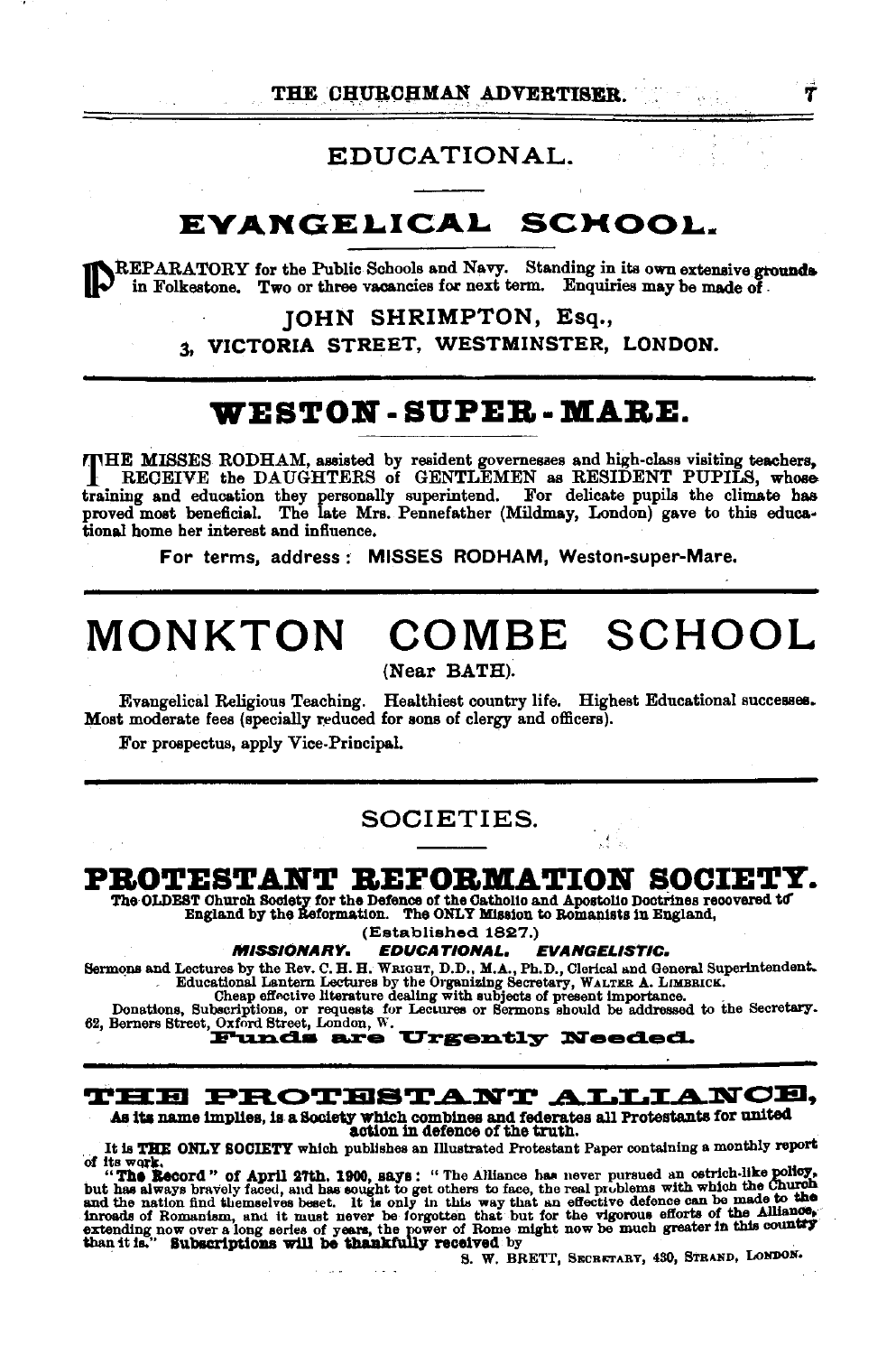# EDUCATIONAL.

## EVANGELICAL SCHOOL.

PREPARATORY for the Public Schools and Navy. Standing in its own extensive grounds in Folkestone. Two or three vacancies for next term. Enquiries may be made of

JOHN SHRIMPTON, Esq.,

3, VICTORIA STREET, WESTMINSTER, LONDON.

---

## WESTON-SUPER-MARE.

THE MISSES RODHAM, assisted by resident governesses and high-class visiting teachers, RECEIVE the DAUGHTERS of GENTLEMEN as RESIDENT PUPILS, whose training and education they personally superintend. For delicate pupils the climate has proved most beneficial. The late Mrs. Pennefather (Mildmay, London) gave to this educational home her interest and influence.

For terms, address: MISSES RODHAM, Weston-super-Mare.

---

## MONKTON COMBE SCHOOL

(Near BATH).

Evangelical Religious Teaching. Healthiest country life. Highest Educational successes. Most moderate fees (specially reduced for sons of clergy and officers).

For prospectus, apply Vice-Principal.

---

# SOCIETIES.

## PROTESTANT REFORMATION SOCIETY.

The OLDEST Church Society for the Defence of the Catholic and Apostolic Doctrines recovered to England by the Reformation. The ONLY Mission to Romanists in England.

(Established 1827.)

***MISSIONARY. EDUCATIONAL. EVANGELISTIC.***

Sermons and Lectures by the Rev. C. H. H. WRIGHT, D.D., M.A., Ph.D., Clerical and General Superintendent. Educational Lantern Lectures by the Organizing Secretary, WALTER A. LIMBRICK.

Cheap effective literature dealing with subjects of present importance.

Donations, Subscriptions, or requests for Lectures or Sermons should be addressed to the Secretary. 62, Berners Street, Oxford Street, London, W.

**Funds are Urgently Needed.**

---

## THE PROTESTANT ALLIANCE,

**As its name implies, is a Society which combines and federates all Protestants for united action in defence of the truth.**

It is **THE ONLY SOCIETY** which publishes an Illustrated Protestant Paper containing a monthly report of its work.

**"The Record" of April 27th, 1900, says:** "The Alliance has never pursued an ostrich-like policy, but has always bravely faced, and has sought to get others to face, the real problems with which the Church and the nation find themselves beset. It is only in this way that an effective defence can be made to the inroads of Romanism, and it must never be forgotten that but for the vigorous efforts of the Alliance, extending now over a long series of years, the power of Rome might now be much greater in this country than it is." **Subscriptions will be thankfully received** by

S. W. BRETT, SECRETARY, 430, STRAND, LONDON.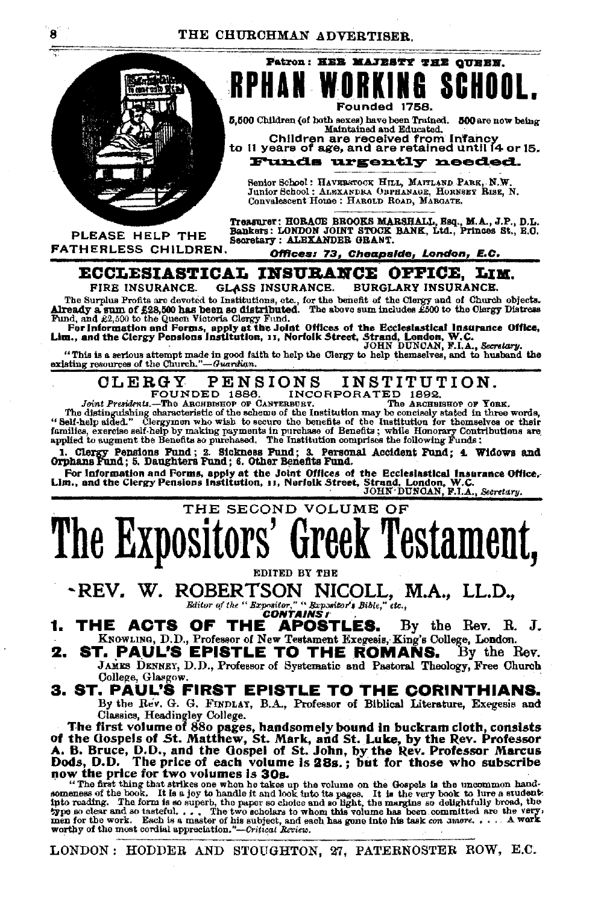Patron: HER MAJESTY THE QUEEN.

# ORPHAN WORKING SCHOOL.

Founded 1758.

5,500 Children (of both sexes) have been Trained. 500 are now being Maintained and Educated.

**Children are received from Infancy to 11 years of age, and are retained until 14 or 15.**

**Funds urgently needed.**

Senior School: HAVERSTOCK HILL, MAITLAND PARK, N.W.
Junior School: ALEXANDRA ORPHANAGE, HORNSEY RISE, N.
Convalescent Home: HAROLD ROAD, MARGATE.

PLEASE HELP THE FATHERLESS CHILDREN.

Treasurer: HORACE BROOKS MARSHALL, Esq., M.A., J.P., D.L.
Bankers: LONDON JOINT STOCK BANK, Ltd., Princes St., E.C.
Secretary: ALEXANDER GRANT.

*Offices: 73, Cheapside, London, E.C.*

## ECCLESIASTICAL INSURANCE OFFICE, LIM.

FIRE INSURANCE. GLASS INSURANCE. BURGLARY INSURANCE.

The Surplus Profits are devoted to Institutions, etc., for the benefit of the Clergy and of Church objects. **Already a sum of £28,500 has been so distributed.** The above sum includes £500 to the Clergy Distress Fund, and £2,500 to the Queen Victoria Clergy Fund.

**For Information and Forms, apply at the Joint Offices of the Ecclesiastical Insurance Office, Lim., and the Clergy Pensions Institution, 11, Norfolk Street, Strand, London, W.C.**

JOHN DUNCAN, F.I.A., *Secretary.*

"This is a serious attempt made in good faith to help the Clergy to help themselves, and to husband the existing resources of the Church."—*Guardian.*

## CLERGY PENSIONS INSTITUTION.

FOUNDED 1886. INCORPORATED 1892.

*Joint Presidents.*—The ARCHBISHOP OF CANTERBURY. The ARCHBISHOP OF YORK.

The distinguishing characteristic of the scheme of the Institution may be concisely stated in three words, "Self-help aided." Clergymen who wish to secure the benefits of the Institution for themselves or their families, exercise self-help by making payments in purchase of Benefits; while Honorary Contributions are applied to augment the Benefits so purchased. The Institution comprises the following Funds:

**1. Clergy Pensions Fund; 2. Sickness Fund; 3. Personal Accident Fund; 4. Widows and Orphans Fund; 5. Daughters Fund; 6. Other Benefits Fund.**

**For Information and Forms, apply at the Joint Offices of the Ecclesiastical Insurance Office, Lim., and the Clergy Pensions Institution, 11, Norfolk Street, Strand, London, W.C.**

JOHN DUNCAN, F.I.A., *Secretary.*

THE SECOND VOLUME OF

# The Expositors' Greek Testament,

EDITED BY THE

## REV. W. ROBERTSON NICOLL, M.A., LL.D.,

*Editor of the "Expositor," "Expositor's Bible," etc.,*

**CONTAINS:**

1. **THE ACTS OF THE APOSTLES.** By the Rev. R. J. KNOWLING, D.D., Professor of New Testament Exegesis, King's College, London.
2. **ST. PAUL'S EPISTLE TO THE ROMANS.** By the Rev. JAMES DENNEY, D.D., Professor of Systematic and Pastoral Theology, Free Church College, Glasgow.
3. **ST. PAUL'S FIRST EPISTLE TO THE CORINTHIANS.** By the Rev. G. G. FINDLAY, B.A., Professor of Biblical Literature, Exegesis and Classics, Headingley College.

**The first volume of 880 pages, handsomely bound in buckram cloth, consists of the Gospels of St. Matthew, St. Mark, and St. Luke, by the Rev. Professor A. B. Bruce, D.D., and the Gospel of St. John, by the Rev. Professor Marcus Dods, D.D. The price of each volume is 28s.; but for those who subscribe now the price for two volumes is 30s.**

"The first thing that strikes one when he takes up the volume on the Gospels is the uncommon handsomeness of the book. It is a joy to handle it and look into its pages. It is the very book to lure a student into reading. The form is so superb, the paper so choice and so light, the margins so delightfully broad, the type so clear and so tasteful. . . . The two scholars to whom this volume has been committed are the very men for the work. Each is a master of his subject, and each has gone into his task *con amore*. . . . A work worthy of the most cordial appreciation."—*Critical Review.*

LONDON: HODDER AND STOUGHTON, 27, PATERNOSTER ROW, E.C.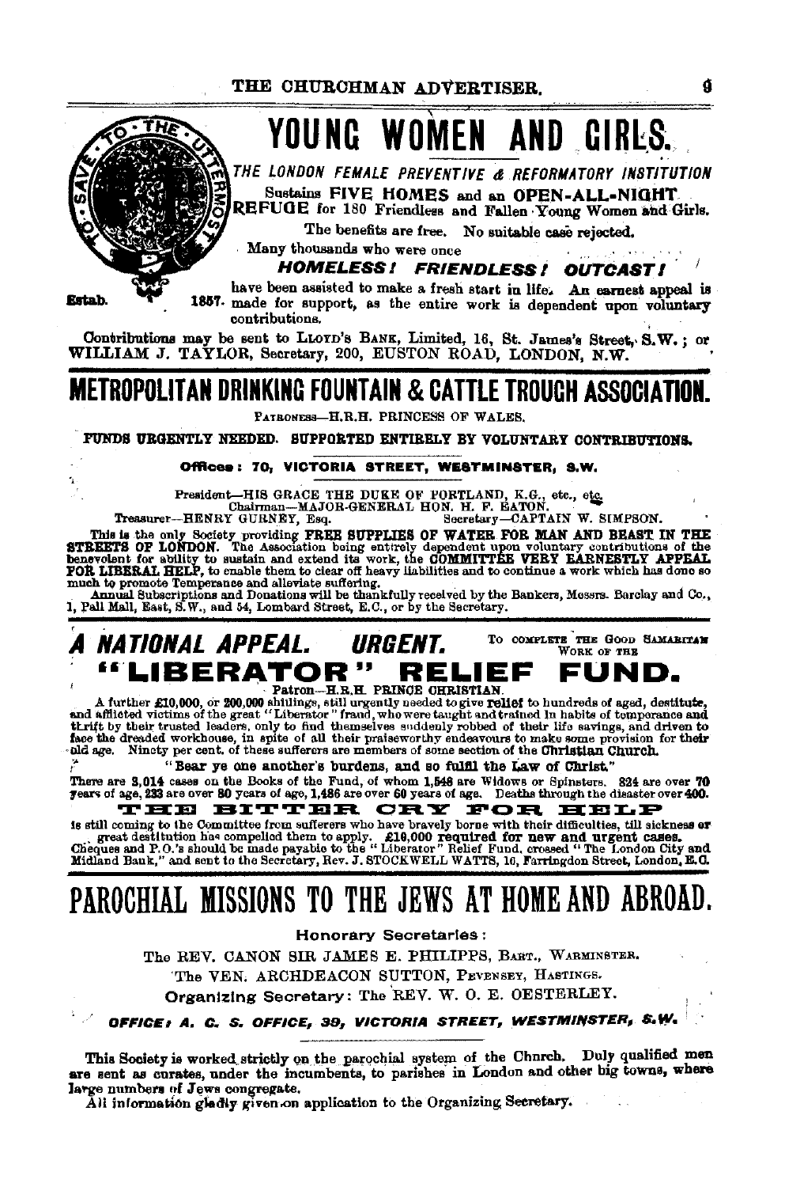# YOUNG WOMEN AND GIRLS.

TO SAVE TO THE UTTERMOST

*THE LONDON FEMALE PREVENTIVE & REFORMATORY INSTITUTION*

Sustains **FIVE HOMES** and an **OPEN-ALL-NIGHT REFUGE** for 180 Friendless and Fallen Young Women and Girls.

The benefits are free. No suitable case rejected.

Many thousands who were once

***HOMELESS! FRIENDLESS! OUTCAST!***

Estab. 1857. have been assisted to make a fresh start in life. An earnest appeal is made for support, as the entire work is dependent upon voluntary contributions.

Contributions may be sent to LLOYD'S BANK, Limited, 16, St. James's Street, S.W.; or WILLIAM J. TAYLOR, Secretary, 200, EUSTON ROAD, LONDON, N.W.

# METROPOLITAN DRINKING FOUNTAIN & CATTLE TROUGH ASSOCIATION.

PATRONESS—H.R.H. PRINCESS OF WALES.

FUNDS URGENTLY NEEDED. SUPPORTED ENTIRELY BY VOLUNTARY CONTRIBUTIONS.

**Offices: 70, VICTORIA STREET, WESTMINSTER, S.W.**

President—HIS GRACE THE DUKE OF PORTLAND, K.G., etc., etc.
Chairman—MAJOR-GENERAL HON. H. F. EATON.
Treasurer—HENRY GURNEY, Esq. Secretary—CAPTAIN W. SIMPSON.

This is the only Society providing **FREE SUPPLIES OF WATER FOR MAN AND BEAST IN THE STREETS OF LONDON.** The Association being entirely dependent upon voluntary contributions of the benevolent for ability to sustain and extend its work, the **COMMITTEE VERY EARNESTLY APPEAL FOR LIBERAL HELP,** to enable them to clear off heavy liabilities and to continue a work which has done so much to promote Temperance and alleviate suffering.

Annual Subscriptions and Donations will be thankfully received by the Bankers, Messrs. Barclay and Co., 1, Pall Mall, East, S.W., and 54, Lombard Street, E.C., or by the Secretary.

## *A NATIONAL APPEAL. URGENT.* To COMPLETE THE GOOD SAMARITAN WORK OF THE

# "LIBERATOR" RELIEF FUND.

Patron—H.R.H. PRINCE CHRISTIAN.

A further £10,000, or 200,000 shillings, still urgently needed to give **relief** to hundreds of aged, destitute, and afflicted victims of the great "Liberator" fraud, who were taught and trained in habits of temperance and thrift by their trusted leaders, only to find themselves suddenly robbed of their life savings, and driven to face the dreaded workhouse, in spite of all their praiseworthy endeavours to make some provision for their old age. Ninety per cent. of these sufferers are members of some section of the **Christian Church.**

**"Bear ye one another's burdens, and so fulfil the Law of Christ."**

There are 3,014 cases on the Books of the Fund, of whom 1,548 are Widows or Spinsters. 324 are over 70 years of age, 233 are over 80 years of age, 1,486 are over 60 years of age. Deaths through the disaster over 400.

**THE BITTER CRY FOR HELP**

is still coming to the Committee from sufferers who have bravely borne with their difficulties, till sickness or great destitution has compelled them to apply. **£10,000 required for new and urgent cases.** Cheques and P.O.'s should be made payable to the "Liberator" Relief Fund, crossed "The London City and Midland Bank," and sent to the Secretary, Rev. J. STOCKWELL WATTS, 16, Farringdon Street, London, E.C.

# PAROCHIAL MISSIONS TO THE JEWS AT HOME AND ABROAD.

**Honorary Secretaries:**

The REV. CANON SIR JAMES E. PHILIPPS, BART., WARMINSTER.

The VEN. ARCHDEACON SUTTON, PEVENSEY, HASTINGS.

**Organizing Secretary:** The REV. W. O. E. OESTERLEY.

***OFFICE: A. C. S. OFFICE, 39, VICTORIA STREET, WESTMINSTER, S.W.***

This Society is worked strictly on the parochial system of the Church. Duly qualified men are sent as curates, under the incumbents, to parishes in London and other big towns, where large numbers of Jews congregate.

All information gladly given on application to the Organizing Secretary.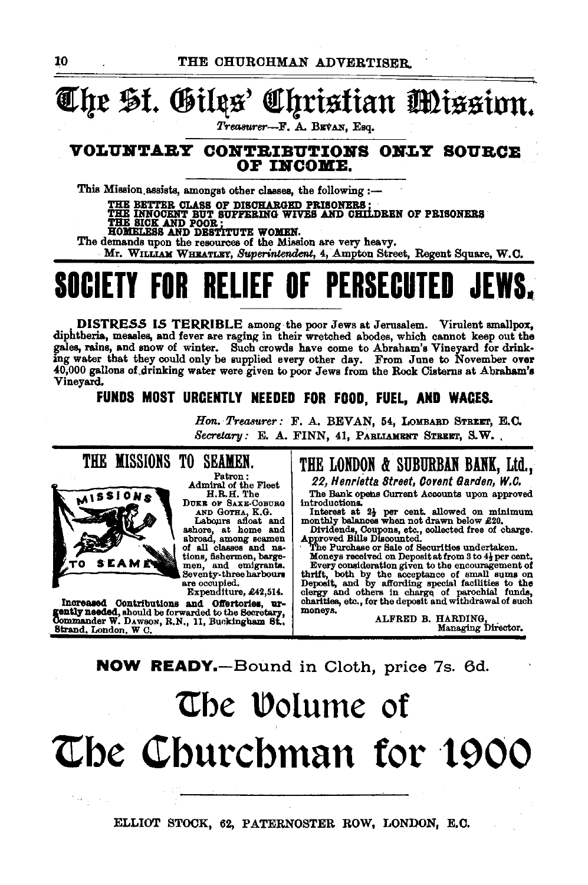# The St. Giles' Christian Mission.

*Treasurer*—F. A. BEVAN, Esq.

## VOLUNTARY CONTRIBUTIONS ONLY SOURCE OF INCOME.

This Mission assists, amongst other classes, the following :—

THE BETTER CLASS OF DISCHARGED PRISONERS;
THE INNOCENT BUT SUFFERING WIVES AND CHILDREN OF PRISONERS
THE SICK AND POOR;
HOMELESS AND DESTITUTE WOMEN.

The demands upon the resources of the Mission are very heavy.

Mr. WILLIAM WHEATLEY, *Superintendent*, 4, Ampton Street, Regent Square, W.C.

# SOCIETY FOR RELIEF OF PERSECUTED JEWS.

**DISTRESS IS TERRIBLE** among the poor Jews at Jerusalem. Virulent smallpox, diphtheria, measles, and fever are raging in their wretched abodes, which cannot keep out the gales, rains, and snow of winter. Such crowds have come to Abraham's Vineyard for drinking water that they could only be supplied every other day. From June to November over 40,000 gallons of drinking water were given to poor Jews from the Rock Cisterns at Abraham's Vineyard.

**FUNDS MOST URGENTLY NEEDED FOR FOOD, FUEL, AND WAGES.**

*Hon. Treasurer:* F. A. BEVAN, 54, LOMBARD STREET, E.C.
*Secretary:* E. A. FINN, 41, PARLIAMENT STREET, S.W.

## THE MISSIONS TO SEAMEN.

Patron:
Admiral of the Fleet
H.R.H. The
DUKE OF SAXE-COBURG AND GOTHA, K.G.

Labours afloat and ashore, at home and abroad, among seamen of all classes and nations, fishermen, bargemen, and emigrants. Seventy-three harbours are occupied.
Expenditure, £42,514.

**Increased Contributions and Offertories, urgently needed,** should be forwarded to the Secretary, Commander W. DAWSON, R.N., 11, Buckingham St., Strand, London, W.C.

## THE LONDON & SUBURBAN BANK, Ltd.,

*22, Henrietta Street, Covent Garden, W.C.*

The Bank opens Current Accounts upon approved introductions.

Interest at 2½ per cent. allowed on minimum monthly balances when not drawn below £20.

Dividends, Coupons, etc., collected free of charge.

Approved Bills Discounted.

The Purchase or Sale of Securities undertaken.

Moneys received on Deposit at from 3 to 4½ per cent.

Every consideration given to the encouragement of thrift, both by the acceptance of small sums on Deposit, and by affording special facilities to the clergy and others in charge of parochial funds, charities, etc., for the deposit and withdrawal of such moneys.

ALFRED B. HARDING,
Managing Director.

**NOW READY.**—Bound in Cloth, price 7s. 6d.

# The Volume of The Churchman for 1900

ELLIOT STOCK, 62, PATERNOSTER ROW, LONDON, E.C.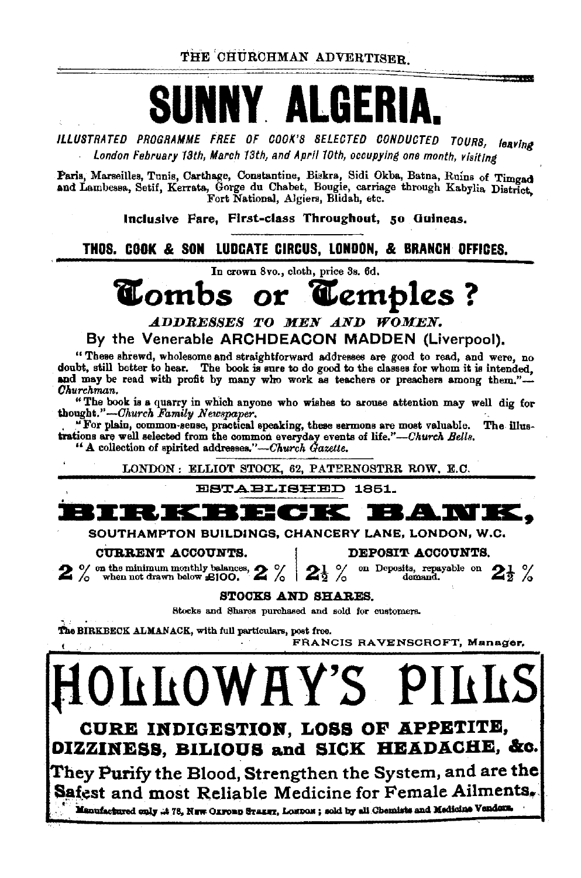# SUNNY ALGERIA.

*ILLUSTRATED PROGRAMME FREE OF COOK'S SELECTED CONDUCTED TOURS, leaving London February 13th, March 13th, and April 10th, occupying one month, visiting*

Paris, Marseilles, Tunis, Carthage, Constantine, Biskra, Sidi Okba, Batna, Ruins of Timgad and Lambessa, Setif, Kerrata, Gorge du Chabet, Bougie, carriage through Kabylia District, Fort National, Algiers, Blidah, etc.

**Inclusive Fare, First-class Throughout, 50 Guineas.**

**THOS. COOK & SON LUDGATE CIRCUS, LONDON, & BRANCH OFFICES.**

---

In crown 8vo., cloth, price 3s. 6d.

# Tombs or Temples?

***ADDRESSES TO MEN AND WOMEN.***

**By the Venerable ARCHDEACON MADDEN (Liverpool).**

"These shrewd, wholesome and straightforward addresses are good to read, and were, no doubt, still better to hear. The book is sure to do good to the classes for whom it is intended, and may be read with profit by many who work as teachers or preachers among them."—*Churchman.*

"The book is a quarry in which anyone who wishes to arouse attention may well dig for thought."—*Church Family Newspaper.*

"For plain, common-sense, practical speaking, these sermons are most valuable. The illustrations are well selected from the common everyday events of life."—*Church Bells.*

"A collection of spirited addresses."—*Church Gazette.*

LONDON: ELLIOT STOCK, 62, PATERNOSTER ROW, E.C.

---

ESTABLISHED 1851.

# BIRKBECK BANK,

SOUTHAMPTON BUILDINGS, CHANCERY LANE, LONDON, W.C.

| CURRENT ACCOUNTS. | DEPOSIT ACCOUNTS. |
|---|---|
| 2 % on the minimum monthly balances, when not drawn below £100. 2 % | 2½ % on Deposits, repayable on demand. 2½ % |

**STOCKS AND SHARES.**

Stocks and Shares purchased and sold for customers.

The BIRKBECK ALMANACK, with full particulars, post free.

FRANCIS RAVENSCROFT, Manager.

---

# HOLLOWAY'S PILLS

**CURE INDIGESTION, LOSS OF APPETITE, DIZZINESS, BILIOUS and SICK HEADACHE, &c.**

They Purify the Blood, Strengthen the System, and are the Safest and most Reliable Medicine for Female Ailments.

Manufactured only at 78, New Oxford Street, London; sold by all Chemists and Medicine Vendors.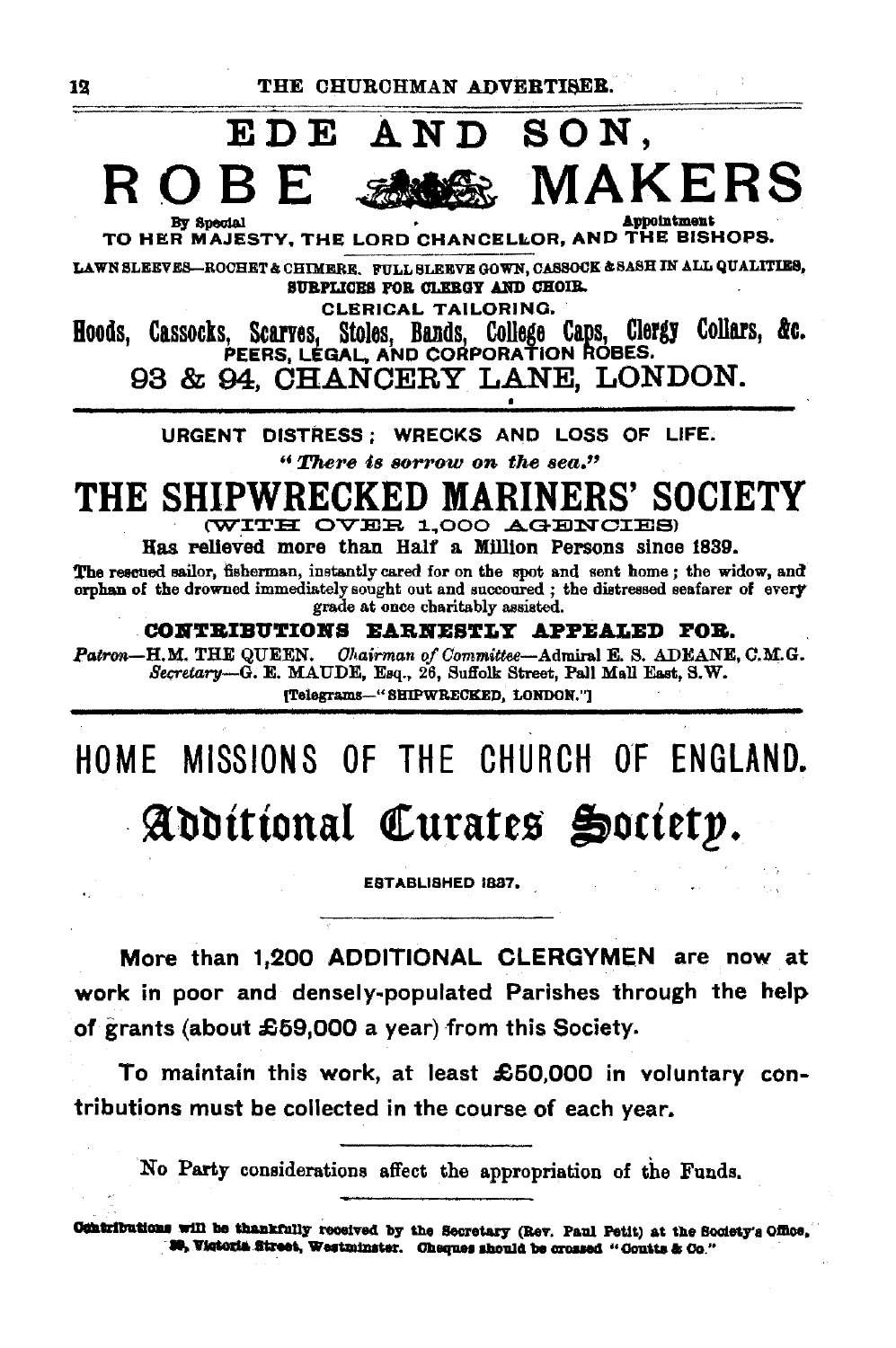# EDE AND SON,

# ROBE MAKERS

By Special Appointment

TO HER MAJESTY, THE LORD CHANCELLOR, AND THE BISHOPS.

LAWN SLEEVES—ROCHET & CHIMERE. FULL SLEEVE GOWN, CASSOCK & SASH IN ALL QUALITIES, SURPLICES FOR CLERGY AND CHOIR.

CLERICAL TAILORING.

**Hoods, Cassocks, Scarves, Stoles, Bands, College Caps, Clergy Collars, &c.**

PEERS, LEGAL, AND CORPORATION ROBES.

**93 & 94, CHANCERY LANE, LONDON.**

---

URGENT DISTRESS; WRECKS AND LOSS OF LIFE.

*"There is sorrow on the sea."*

# THE SHIPWRECKED MARINERS' SOCIETY

(WITH OVER 1,000 AGENCIES)

**Has relieved more than Half a Million Persons since 1839.**

The rescued sailor, fisherman, instantly cared for on the spot and sent home; the widow, and orphan of the drowned immediately sought out and succoured; the distressed seafarer of every grade at once charitably assisted.

**CONTRIBUTIONS EARNESTLY APPEALED FOR.**

*Patron*—H.M. THE QUEEN. *Chairman of Committee*—Admiral E. S. ADEANE, C.M.G.
*Secretary*—G. E. MAUDE, Esq., 26, Suffolk Street, Pall Mall East, S.W.

[Telegrams—"SHIPWRECKED, LONDON."]

---

# HOME MISSIONS OF THE CHURCH OF ENGLAND.

## Additional Curates Society.

ESTABLISHED 1837.

More than 1,200 ADDITIONAL CLERGYMEN are now at work in poor and densely-populated Parishes through the help of grants (about £59,000 a year) from this Society.

To maintain this work, at least £50,000 in voluntary contributions must be collected in the course of each year.

No Party considerations affect the appropriation of the Funds.

**Contributions will be thankfully received by the Secretary (Rev. Paul Petit) at the Society's Office, 39, Victoria Street, Westminster. Cheques should be crossed "Coutts & Co."**